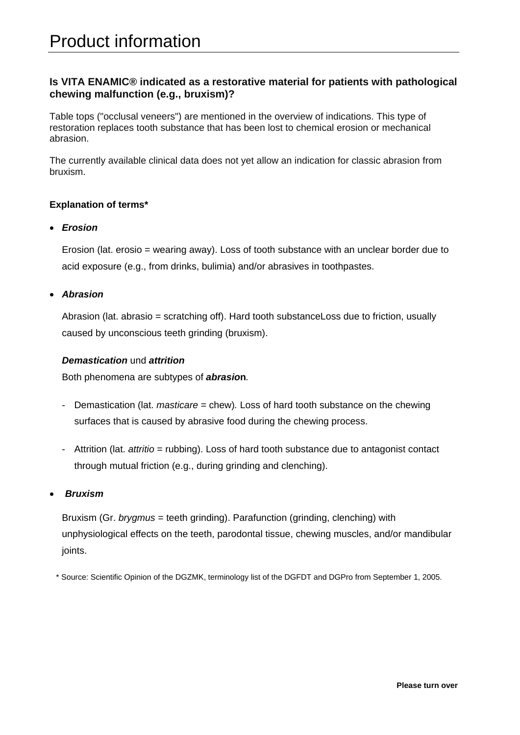# Product information

**Is VITA ENAMIC® indicated as a restorative material for patients with pathological chewing malfunction (e.g., bruxism)?**

Table tops ("occlusal veneers") are mentioned in the overview of indications. This type of restoration replaces tooth substance that has been lost to chemical erosion or mechanical abrasion.

The currently available clinical data does not yet allow an indication for classic abrasion from bruxism.

**Explanation of terms***

- ***Erosion***

  Erosion (lat. erosio = wearing away). Loss of tooth substance with an unclear border due to acid exposure (e.g., from drinks, bulimia) and/or abrasives in toothpastes.

- ***Abrasion***

  Abrasion (lat. abrasio = scratching off). Hard tooth substanceLoss due to friction, usually caused by unconscious teeth grinding (bruxism).

  ***Demastication*** und ***attrition***

  Both phenomena are subtypes of ***abrasion***.

  - Demastication (lat. *masticare* = chew). Loss of hard tooth substance on the chewing surfaces that is caused by abrasive food during the chewing process.
  - Attrition (lat. *attritio* = rubbing). Loss of hard tooth substance due to antagonist contact through mutual friction (e.g., during grinding and clenching).

- ***Bruxism***

  Bruxism (Gr. *brygmus* = teeth grinding). Parafunction (grinding, clenching) with unphysiological effects on the teeth, parodontal tissue, chewing muscles, and/or mandibular joints.

\* Source: Scientific Opinion of the DGZMK, terminology list of the DGFDT and DGPro from September 1, 2005.

**Please turn over**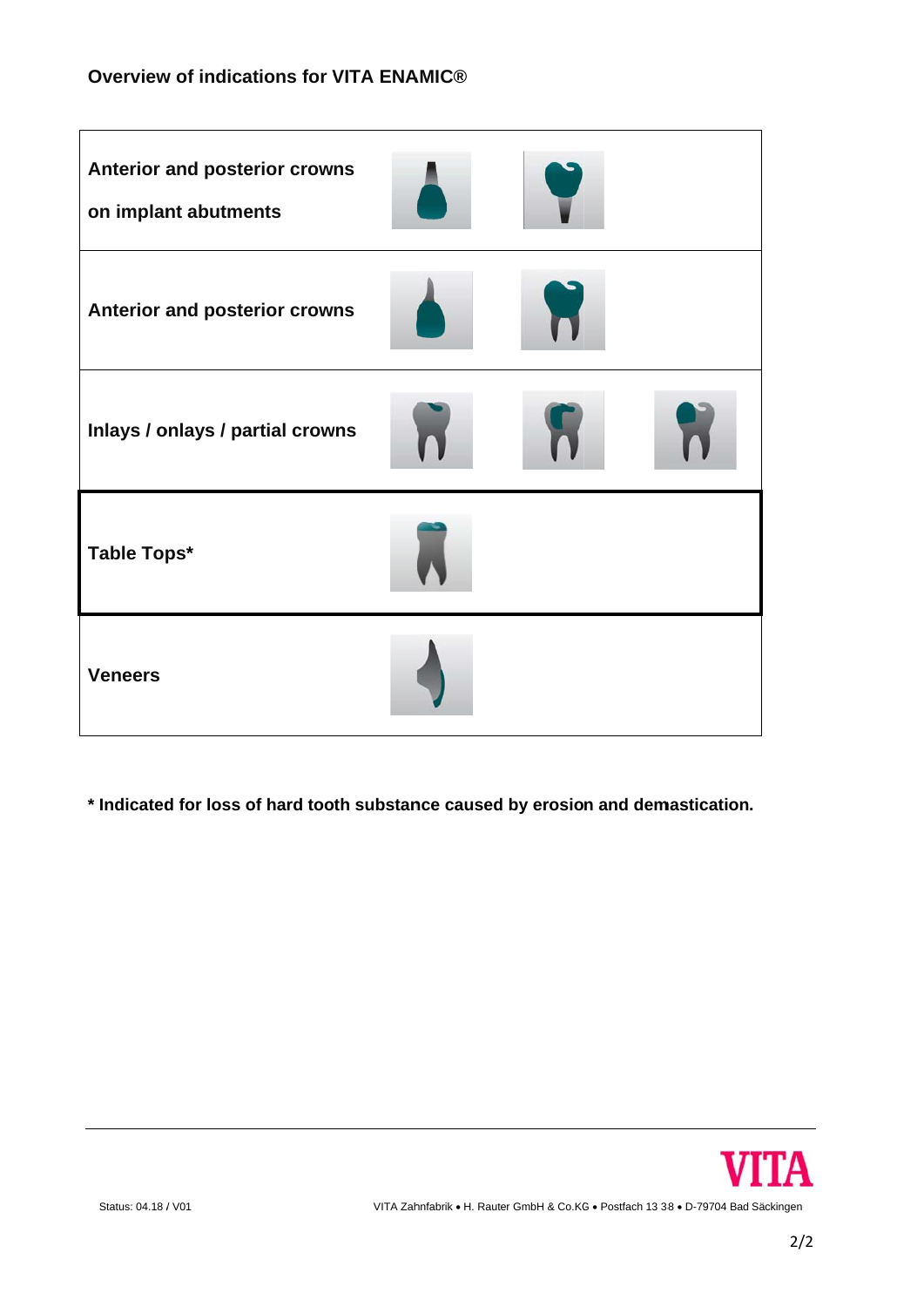**Overview of indications for VITA ENAMIC®**

| | |
|---|---|
| **Anterior and posterior crowns on implant abutments** | |
| **Anterior and posterior crowns** | |
| **Inlays / onlays / partial crowns** | |
| **Table Tops*** | |
| **Veneers** | |

**\* Indicated for loss of hard tooth substance caused by erosion and demastication.**

Status: 04.18 / V01

VITA Zahnfabrik • H. Rauter GmbH & Co.KG • Postfach 13 38 • D-79704 Bad Säckingen